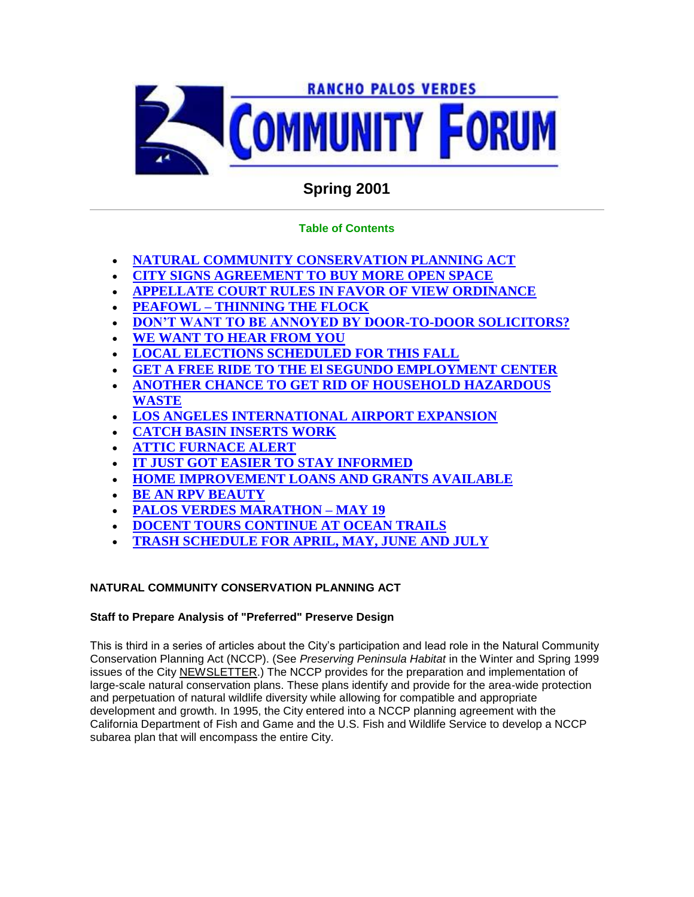# RANCHO PALOS VERDES COMMUNITY FORUM

## Spring 2001

---

**Table of Contents**

- NATURAL COMMUNITY CONSERVATION PLANNING ACT
- CITY SIGNS AGREEMENT TO BUY MORE OPEN SPACE
- APPELLATE COURT RULES IN FAVOR OF VIEW ORDINANCE
- PEAFOWL – THINNING THE FLOCK
- DON'T WANT TO BE ANNOYED BY DOOR-TO-DOOR SOLICITORS?
- WE WANT TO HEAR FROM YOU
- LOCAL ELECTIONS SCHEDULED FOR THIS FALL
- GET A FREE RIDE TO THE El SEGUNDO EMPLOYMENT CENTER
- ANOTHER CHANCE TO GET RID OF HOUSEHOLD HAZARDOUS WASTE
- LOS ANGELES INTERNATIONAL AIRPORT EXPANSION
- CATCH BASIN INSERTS WORK
- ATTIC FURNACE ALERT
- IT JUST GOT EASIER TO STAY INFORMED
- HOME IMPROVEMENT LOANS AND GRANTS AVAILABLE
- BE AN RPV BEAUTY
- PALOS VERDES MARATHON – MAY 19
- DOCENT TOURS CONTINUE AT OCEAN TRAILS
- TRASH SCHEDULE FOR APRIL, MAY, JUNE AND JULY

### NATURAL COMMUNITY CONSERVATION PLANNING ACT

**Staff to Prepare Analysis of "Preferred" Preserve Design**

This is third in a series of articles about the City's participation and lead role in the Natural Community Conservation Planning Act (NCCP). (See *Preserving Peninsula Habitat* in the Winter and Spring 1999 issues of the City NEWSLETTER.) The NCCP provides for the preparation and implementation of large-scale natural conservation plans. These plans identify and provide for the area-wide protection and perpetuation of natural wildlife diversity while allowing for compatible and appropriate development and growth. In 1995, the City entered into a NCCP planning agreement with the California Department of Fish and Game and the U.S. Fish and Wildlife Service to develop a NCCP subarea plan that will encompass the entire City.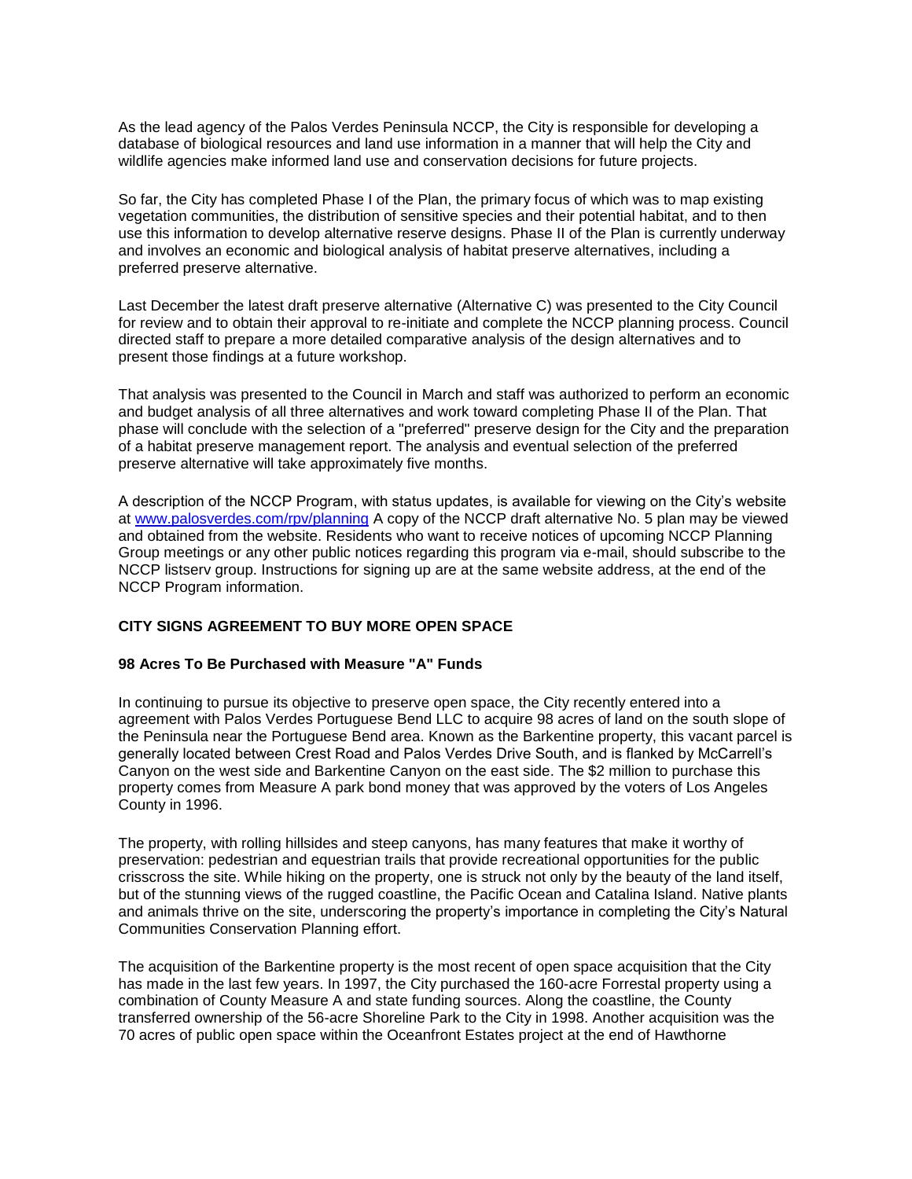As the lead agency of the Palos Verdes Peninsula NCCP, the City is responsible for developing a database of biological resources and land use information in a manner that will help the City and wildlife agencies make informed land use and conservation decisions for future projects.

So far, the City has completed Phase I of the Plan, the primary focus of which was to map existing vegetation communities, the distribution of sensitive species and their potential habitat, and to then use this information to develop alternative reserve designs. Phase II of the Plan is currently underway and involves an economic and biological analysis of habitat preserve alternatives, including a preferred preserve alternative.

Last December the latest draft preserve alternative (Alternative C) was presented to the City Council for review and to obtain their approval to re-initiate and complete the NCCP planning process. Council directed staff to prepare a more detailed comparative analysis of the design alternatives and to present those findings at a future workshop.

That analysis was presented to the Council in March and staff was authorized to perform an economic and budget analysis of all three alternatives and work toward completing Phase II of the Plan. That phase will conclude with the selection of a "preferred" preserve design for the City and the preparation of a habitat preserve management report. The analysis and eventual selection of the preferred preserve alternative will take approximately five months.

A description of the NCCP Program, with status updates, is available for viewing on the City's website at [www.palosverdes.com/rpv/planning](www.palosverdes.com/rpv/planning) A copy of the NCCP draft alternative No. 5 plan may be viewed and obtained from the website. Residents who want to receive notices of upcoming NCCP Planning Group meetings or any other public notices regarding this program via e-mail, should subscribe to the NCCP listserv group. Instructions for signing up are at the same website address, at the end of the NCCP Program information.

## CITY SIGNS AGREEMENT TO BUY MORE OPEN SPACE

### 98 Acres To Be Purchased with Measure "A" Funds

In continuing to pursue its objective to preserve open space, the City recently entered into a agreement with Palos Verdes Portuguese Bend LLC to acquire 98 acres of land on the south slope of the Peninsula near the Portuguese Bend area. Known as the Barkentine property, this vacant parcel is generally located between Crest Road and Palos Verdes Drive South, and is flanked by McCarrell's Canyon on the west side and Barkentine Canyon on the east side. The $2 million to purchase this property comes from Measure A park bond money that was approved by the voters of Los Angeles County in 1996.

The property, with rolling hillsides and steep canyons, has many features that make it worthy of preservation: pedestrian and equestrian trails that provide recreational opportunities for the public crisscross the site. While hiking on the property, one is struck not only by the beauty of the land itself, but of the stunning views of the rugged coastline, the Pacific Ocean and Catalina Island. Native plants and animals thrive on the site, underscoring the property's importance in completing the City's Natural Communities Conservation Planning effort.

The acquisition of the Barkentine property is the most recent of open space acquisition that the City has made in the last few years. In 1997, the City purchased the 160-acre Forrestal property using a combination of County Measure A and state funding sources. Along the coastline, the County transferred ownership of the 56-acre Shoreline Park to the City in 1998. Another acquisition was the 70 acres of public open space within the Oceanfront Estates project at the end of Hawthorne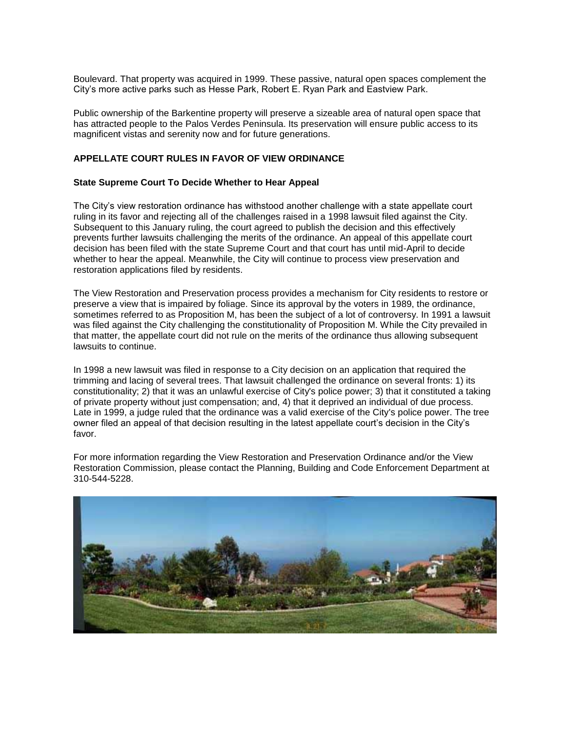Boulevard. That property was acquired in 1999. These passive, natural open spaces complement the City's more active parks such as Hesse Park, Robert E. Ryan Park and Eastview Park.

Public ownership of the Barkentine property will preserve a sizeable area of natural open space that has attracted people to the Palos Verdes Peninsula. Its preservation will ensure public access to its magnificent vistas and serenity now and for future generations.

## APPELLATE COURT RULES IN FAVOR OF VIEW ORDINANCE

### State Supreme Court To Decide Whether to Hear Appeal

The City's view restoration ordinance has withstood another challenge with a state appellate court ruling in its favor and rejecting all of the challenges raised in a 1998 lawsuit filed against the City. Subsequent to this January ruling, the court agreed to publish the decision and this effectively prevents further lawsuits challenging the merits of the ordinance. An appeal of this appellate court decision has been filed with the state Supreme Court and that court has until mid-April to decide whether to hear the appeal. Meanwhile, the City will continue to process view preservation and restoration applications filed by residents.

The View Restoration and Preservation process provides a mechanism for City residents to restore or preserve a view that is impaired by foliage. Since its approval by the voters in 1989, the ordinance, sometimes referred to as Proposition M, has been the subject of a lot of controversy. In 1991 a lawsuit was filed against the City challenging the constitutionality of Proposition M. While the City prevailed in that matter, the appellate court did not rule on the merits of the ordinance thus allowing subsequent lawsuits to continue.

In 1998 a new lawsuit was filed in response to a City decision on an application that required the trimming and lacing of several trees. That lawsuit challenged the ordinance on several fronts: 1) its constitutionality; 2) that it was an unlawful exercise of City's police power; 3) that it constituted a taking of private property without just compensation; and, 4) that it deprived an individual of due process. Late in 1999, a judge ruled that the ordinance was a valid exercise of the City's police power. The tree owner filed an appeal of that decision resulting in the latest appellate court's decision in the City's favor.

For more information regarding the View Restoration and Preservation Ordinance and/or the View Restoration Commission, please contact the Planning, Building and Code Enforcement Department at 310-544-5228.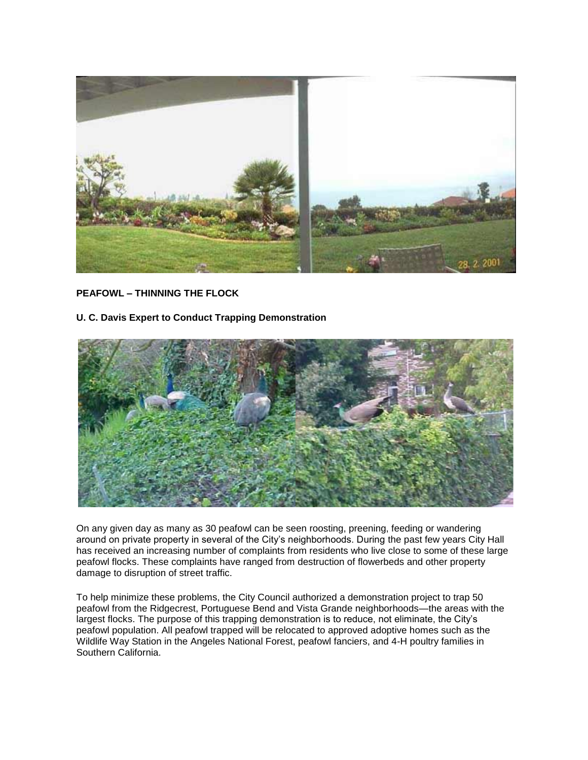**PEAFOWL – THINNING THE FLOCK**

**U. C. Davis Expert to Conduct Trapping Demonstration**

On any given day as many as 30 peafowl can be seen roosting, preening, feeding or wandering around on private property in several of the City's neighborhoods. During the past few years City Hall has received an increasing number of complaints from residents who live close to some of these large peafowl flocks. These complaints have ranged from destruction of flowerbeds and other property damage to disruption of street traffic.

To help minimize these problems, the City Council authorized a demonstration project to trap 50 peafowl from the Ridgecrest, Portuguese Bend and Vista Grande neighborhoods—the areas with the largest flocks. The purpose of this trapping demonstration is to reduce, not eliminate, the City's peafowl population. All peafowl trapped will be relocated to approved adoptive homes such as the Wildlife Way Station in the Angeles National Forest, peafowl fanciers, and 4-H poultry families in Southern California.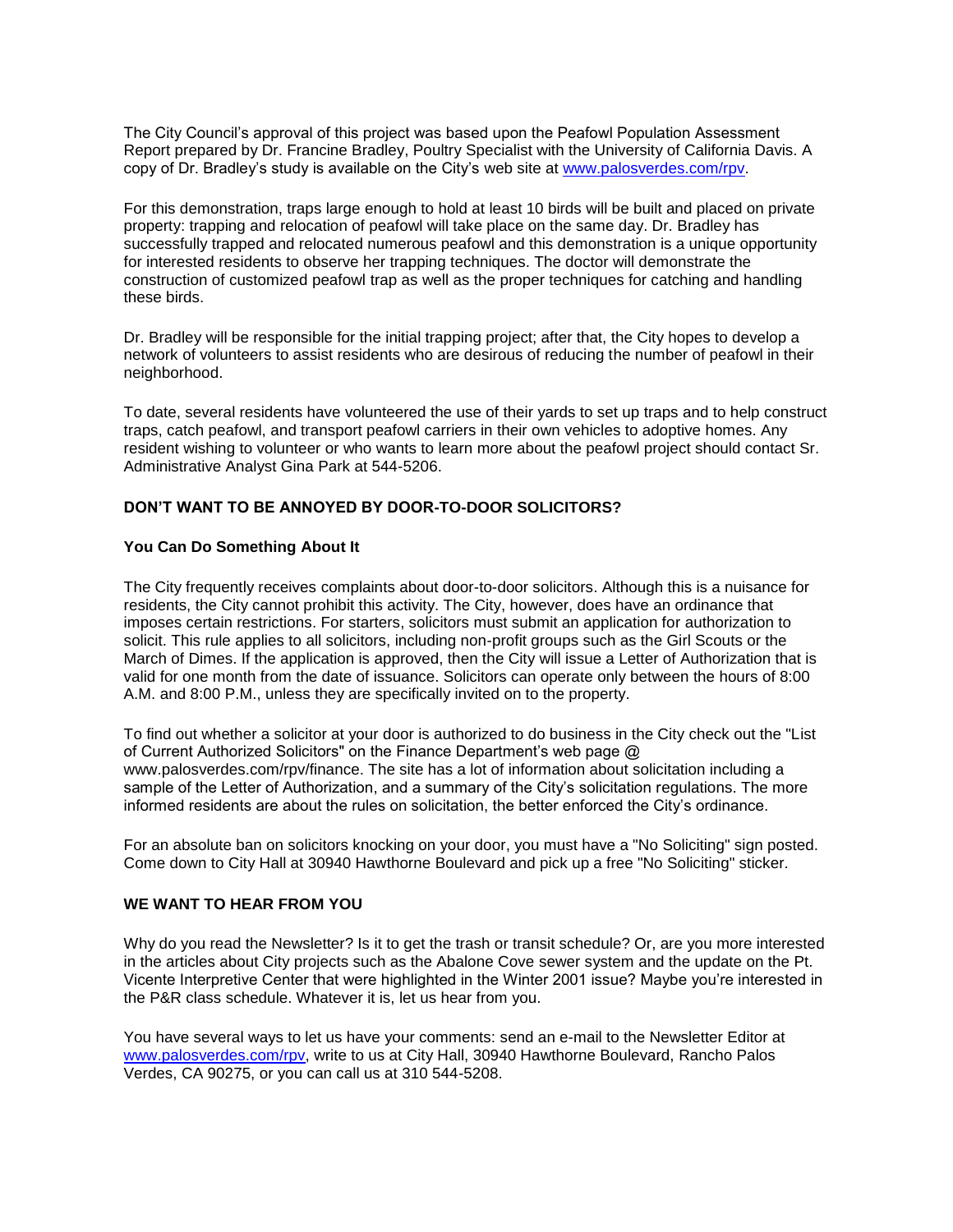The City Council's approval of this project was based upon the Peafowl Population Assessment Report prepared by Dr. Francine Bradley, Poultry Specialist with the University of California Davis. A copy of Dr. Bradley's study is available on the City's web site at www.palosverdes.com/rpv.

For this demonstration, traps large enough to hold at least 10 birds will be built and placed on private property: trapping and relocation of peafowl will take place on the same day. Dr. Bradley has successfully trapped and relocated numerous peafowl and this demonstration is a unique opportunity for interested residents to observe her trapping techniques. The doctor will demonstrate the construction of customized peafowl trap as well as the proper techniques for catching and handling these birds.

Dr. Bradley will be responsible for the initial trapping project; after that, the City hopes to develop a network of volunteers to assist residents who are desirous of reducing the number of peafowl in their neighborhood.

To date, several residents have volunteered the use of their yards to set up traps and to help construct traps, catch peafowl, and transport peafowl carriers in their own vehicles to adoptive homes. Any resident wishing to volunteer or who wants to learn more about the peafowl project should contact Sr. Administrative Analyst Gina Park at 544-5206.

## DON'T WANT TO BE ANNOYED BY DOOR-TO-DOOR SOLICITORS?

### You Can Do Something About It

The City frequently receives complaints about door-to-door solicitors. Although this is a nuisance for residents, the City cannot prohibit this activity. The City, however, does have an ordinance that imposes certain restrictions. For starters, solicitors must submit an application for authorization to solicit. This rule applies to all solicitors, including non-profit groups such as the Girl Scouts or the March of Dimes. If the application is approved, then the City will issue a Letter of Authorization that is valid for one month from the date of issuance. Solicitors can operate only between the hours of 8:00 A.M. and 8:00 P.M., unless they are specifically invited on to the property.

To find out whether a solicitor at your door is authorized to do business in the City check out the "List of Current Authorized Solicitors" on the Finance Department's web page @ www.palosverdes.com/rpv/finance. The site has a lot of information about solicitation including a sample of the Letter of Authorization, and a summary of the City's solicitation regulations. The more informed residents are about the rules on solicitation, the better enforced the City's ordinance.

For an absolute ban on solicitors knocking on your door, you must have a "No Soliciting" sign posted. Come down to City Hall at 30940 Hawthorne Boulevard and pick up a free "No Soliciting" sticker.

## WE WANT TO HEAR FROM YOU

Why do you read the Newsletter? Is it to get the trash or transit schedule? Or, are you more interested in the articles about City projects such as the Abalone Cove sewer system and the update on the Pt. Vicente Interpretive Center that were highlighted in the Winter 2001 issue? Maybe you're interested in the P&R class schedule. Whatever it is, let us hear from you.

You have several ways to let us have your comments: send an e-mail to the Newsletter Editor at www.palosverdes.com/rpv, write to us at City Hall, 30940 Hawthorne Boulevard, Rancho Palos Verdes, CA 90275, or you can call us at 310 544-5208.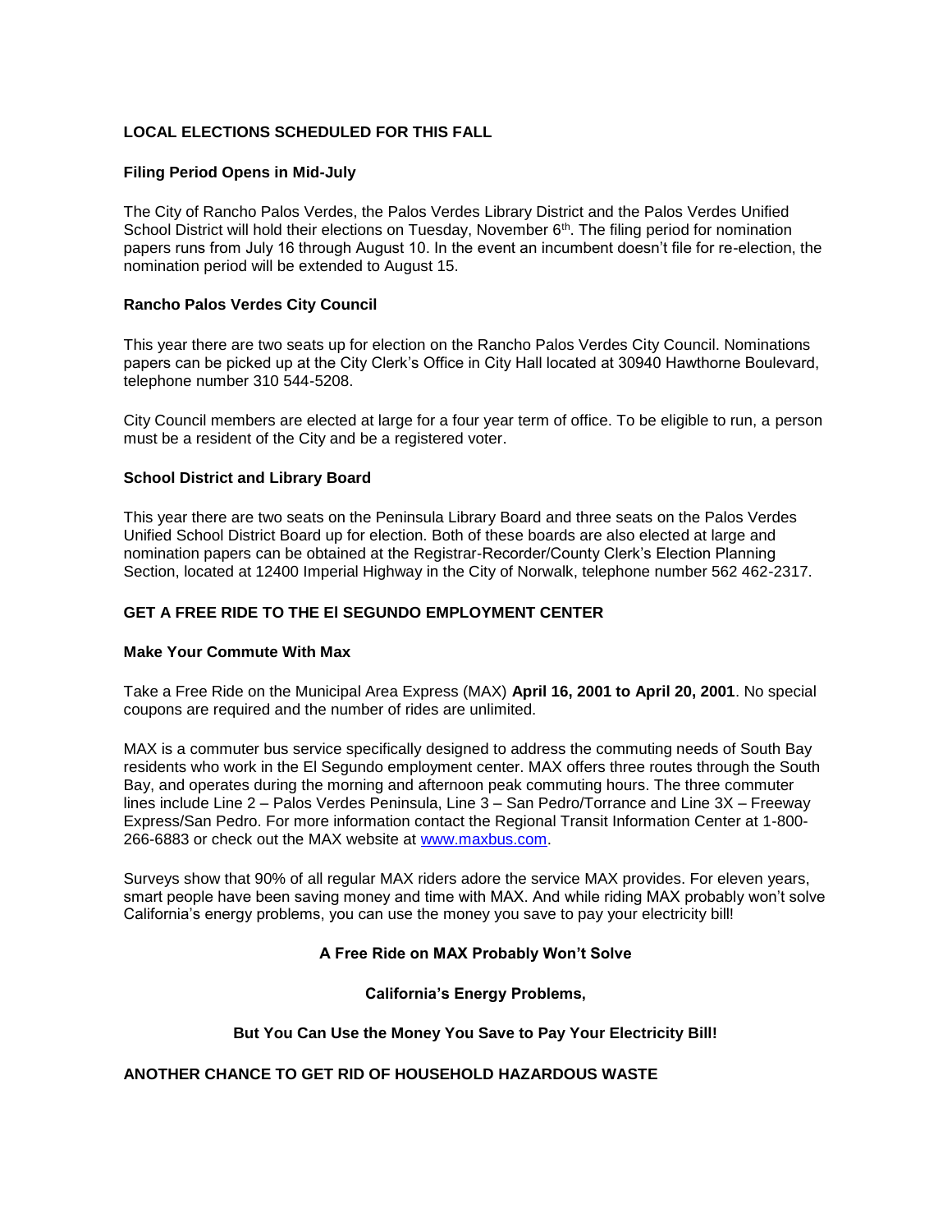## LOCAL ELECTIONS SCHEDULED FOR THIS FALL

### Filing Period Opens in Mid-July

The City of Rancho Palos Verdes, the Palos Verdes Library District and the Palos Verdes Unified School District will hold their elections on Tuesday, November 6th. The filing period for nomination papers runs from July 16 through August 10. In the event an incumbent doesn't file for re-election, the nomination period will be extended to August 15.

### Rancho Palos Verdes City Council

This year there are two seats up for election on the Rancho Palos Verdes City Council. Nominations papers can be picked up at the City Clerk's Office in City Hall located at 30940 Hawthorne Boulevard, telephone number 310 544-5208.

City Council members are elected at large for a four year term of office. To be eligible to run, a person must be a resident of the City and be a registered voter.

### School District and Library Board

This year there are two seats on the Peninsula Library Board and three seats on the Palos Verdes Unified School District Board up for election. Both of these boards are also elected at large and nomination papers can be obtained at the Registrar-Recorder/County Clerk's Election Planning Section, located at 12400 Imperial Highway in the City of Norwalk, telephone number 562 462-2317.

## GET A FREE RIDE TO THE El SEGUNDO EMPLOYMENT CENTER

### Make Your Commute With Max

Take a Free Ride on the Municipal Area Express (MAX) **April 16, 2001 to April 20, 2001**. No special coupons are required and the number of rides are unlimited.

MAX is a commuter bus service specifically designed to address the commuting needs of South Bay residents who work in the El Segundo employment center. MAX offers three routes through the South Bay, and operates during the morning and afternoon peak commuting hours. The three commuter lines include Line 2 – Palos Verdes Peninsula, Line 3 – San Pedro/Torrance and Line 3X – Freeway Express/San Pedro. For more information contact the Regional Transit Information Center at 1-800-266-6883 or check out the MAX website at www.maxbus.com.

Surveys show that 90% of all regular MAX riders adore the service MAX provides. For eleven years, smart people have been saving money and time with MAX. And while riding MAX probably won't solve California's energy problems, you can use the money you save to pay your electricity bill!

**A Free Ride on MAX Probably Won't Solve**

**California's Energy Problems,**

**But You Can Use the Money You Save to Pay Your Electricity Bill!**

## ANOTHER CHANCE TO GET RID OF HOUSEHOLD HAZARDOUS WASTE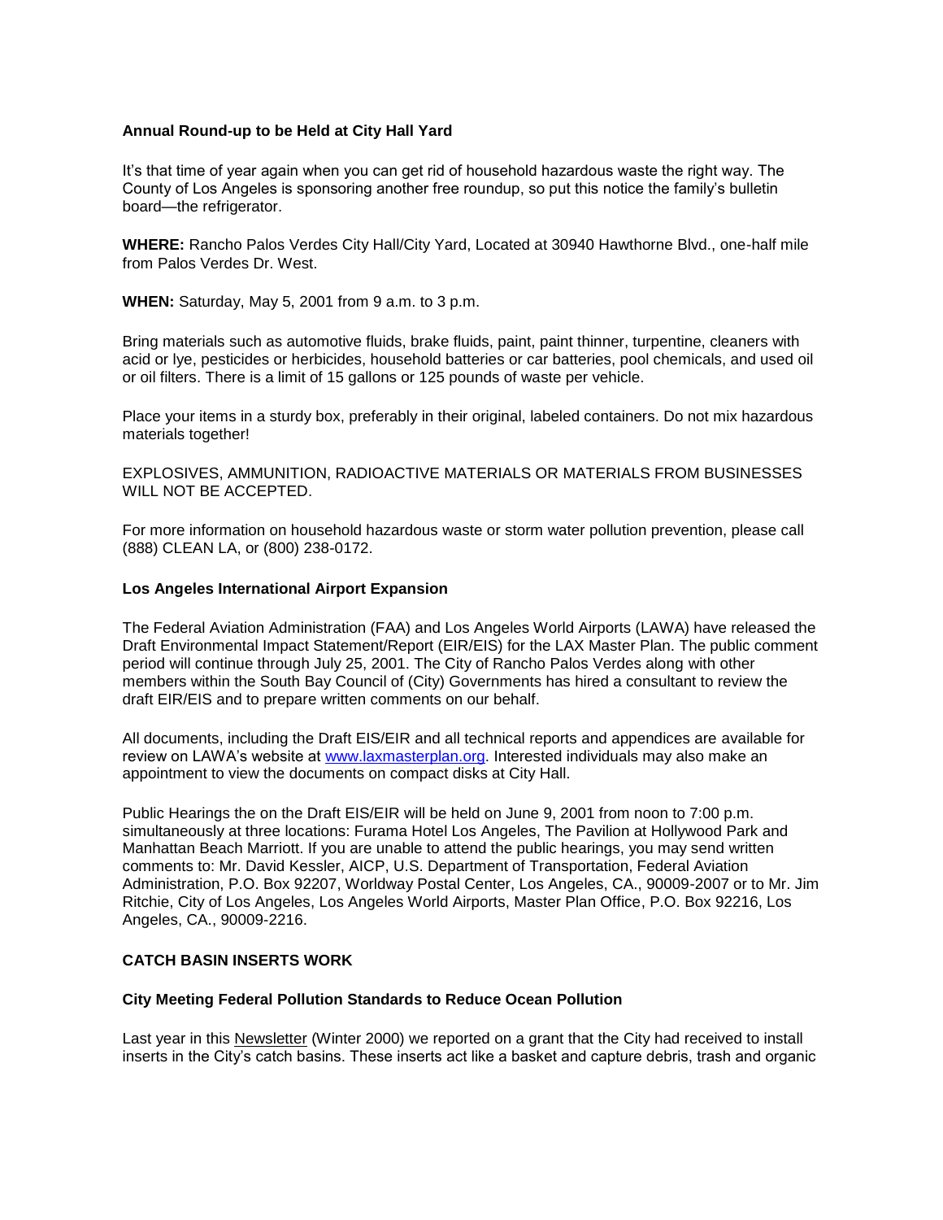**Annual Round-up to be Held at City Hall Yard**

It's that time of year again when you can get rid of household hazardous waste the right way. The County of Los Angeles is sponsoring another free roundup, so put this notice the family's bulletin board—the refrigerator.

**WHERE:** Rancho Palos Verdes City Hall/City Yard, Located at 30940 Hawthorne Blvd., one-half mile from Palos Verdes Dr. West.

**WHEN:** Saturday, May 5, 2001 from 9 a.m. to 3 p.m.

Bring materials such as automotive fluids, brake fluids, paint, paint thinner, turpentine, cleaners with acid or lye, pesticides or herbicides, household batteries or car batteries, pool chemicals, and used oil or oil filters. There is a limit of 15 gallons or 125 pounds of waste per vehicle.

Place your items in a sturdy box, preferably in their original, labeled containers. Do not mix hazardous materials together!

EXPLOSIVES, AMMUNITION, RADIOACTIVE MATERIALS OR MATERIALS FROM BUSINESSES WILL NOT BE ACCEPTED.

For more information on household hazardous waste or storm water pollution prevention, please call (888) CLEAN LA, or (800) 238-0172.

**Los Angeles International Airport Expansion**

The Federal Aviation Administration (FAA) and Los Angeles World Airports (LAWA) have released the Draft Environmental Impact Statement/Report (EIR/EIS) for the LAX Master Plan. The public comment period will continue through July 25, 2001. The City of Rancho Palos Verdes along with other members within the South Bay Council of (City) Governments has hired a consultant to review the draft EIR/EIS and to prepare written comments on our behalf.

All documents, including the Draft EIS/EIR and all technical reports and appendices are available for review on LAWA's website at [www.laxmasterplan.org](www.laxmasterplan.org). Interested individuals may also make an appointment to view the documents on compact disks at City Hall.

Public Hearings the on the Draft EIS/EIR will be held on June 9, 2001 from noon to 7:00 p.m. simultaneously at three locations: Furama Hotel Los Angeles, The Pavilion at Hollywood Park and Manhattan Beach Marriott. If you are unable to attend the public hearings, you may send written comments to: Mr. David Kessler, AICP, U.S. Department of Transportation, Federal Aviation Administration, P.O. Box 92207, Worldway Postal Center, Los Angeles, CA., 90009-2007 or to Mr. Jim Ritchie, City of Los Angeles, Los Angeles World Airports, Master Plan Office, P.O. Box 92216, Los Angeles, CA., 90009-2216.

**CATCH BASIN INSERTS WORK**

**City Meeting Federal Pollution Standards to Reduce Ocean Pollution**

Last year in this Newsletter (Winter 2000) we reported on a grant that the City had received to install inserts in the City's catch basins. These inserts act like a basket and capture debris, trash and organic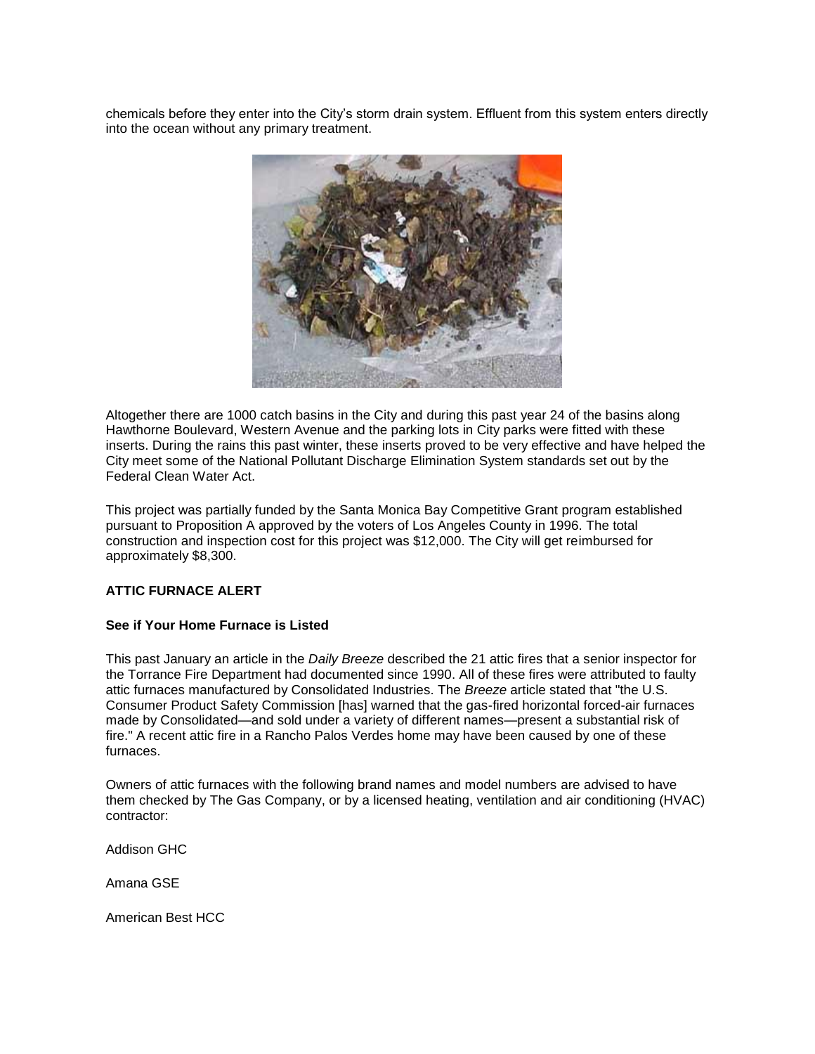chemicals before they enter into the City's storm drain system. Effluent from this system enters directly into the ocean without any primary treatment.

Altogether there are 1000 catch basins in the City and during this past year 24 of the basins along Hawthorne Boulevard, Western Avenue and the parking lots in City parks were fitted with these inserts. During the rains this past winter, these inserts proved to be very effective and have helped the City meet some of the National Pollutant Discharge Elimination System standards set out by the Federal Clean Water Act.

This project was partially funded by the Santa Monica Bay Competitive Grant program established pursuant to Proposition A approved by the voters of Los Angeles County in 1996. The total construction and inspection cost for this project was $12,000. The City will get reimbursed for approximately $8,300.

## ATTIC FURNACE ALERT

### See if Your Home Furnace is Listed

This past January an article in the *Daily Breeze* described the 21 attic fires that a senior inspector for the Torrance Fire Department had documented since 1990. All of these fires were attributed to faulty attic furnaces manufactured by Consolidated Industries. The *Breeze* article stated that "the U.S. Consumer Product Safety Commission [has] warned that the gas-fired horizontal forced-air furnaces made by Consolidated—and sold under a variety of different names—present a substantial risk of fire." A recent attic fire in a Rancho Palos Verdes home may have been caused by one of these furnaces.

Owners of attic furnaces with the following brand names and model numbers are advised to have them checked by The Gas Company, or by a licensed heating, ventilation and air conditioning (HVAC) contractor:

Addison GHC

Amana GSE

American Best HCC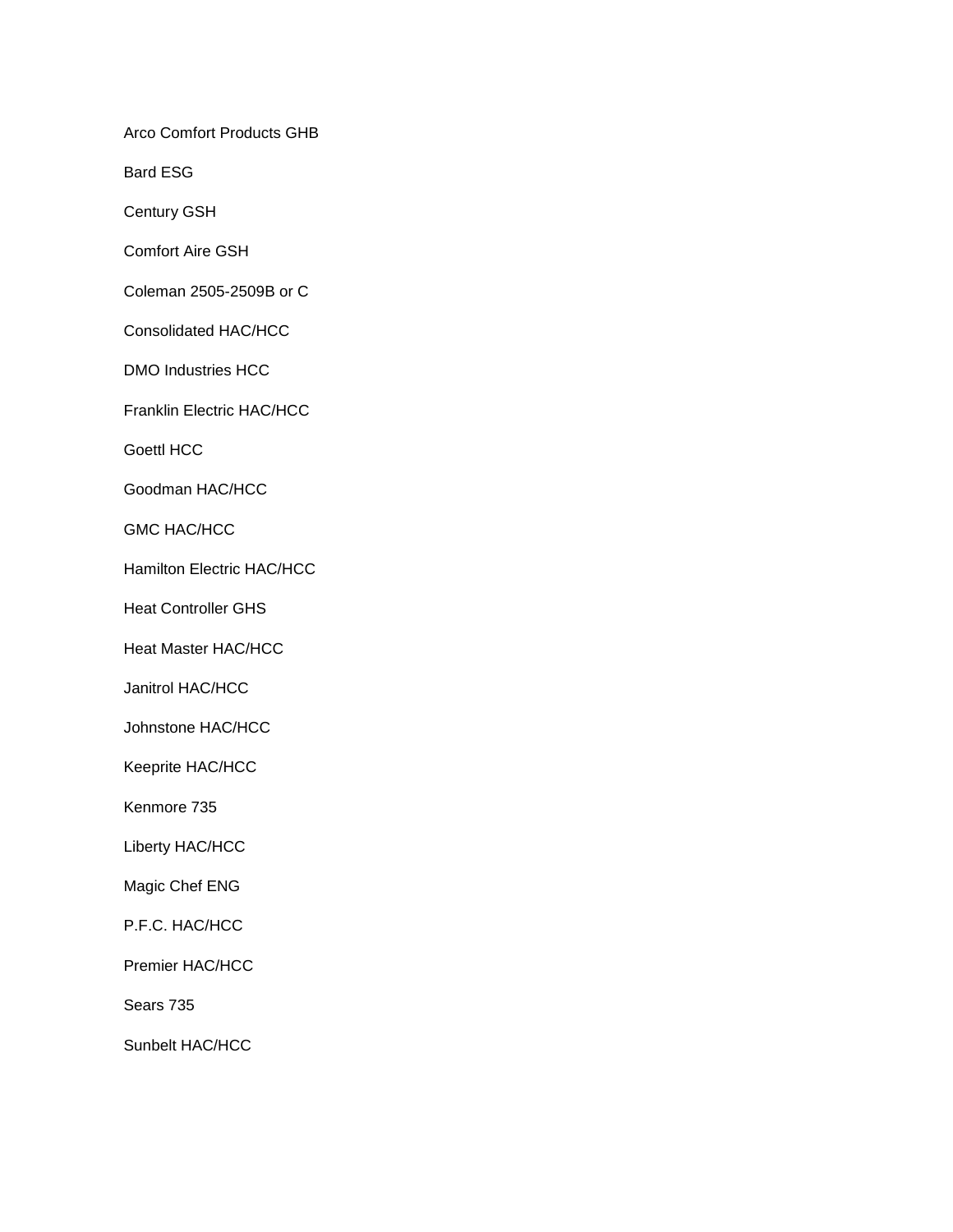Arco Comfort Products GHB

Bard ESG

Century GSH

Comfort Aire GSH

Coleman 2505-2509B or C

Consolidated HAC/HCC

DMO Industries HCC

Franklin Electric HAC/HCC

Goettl HCC

Goodman HAC/HCC

GMC HAC/HCC

Hamilton Electric HAC/HCC

Heat Controller GHS

Heat Master HAC/HCC

Janitrol HAC/HCC

Johnstone HAC/HCC

Keeprite HAC/HCC

Kenmore 735

Liberty HAC/HCC

Magic Chef ENG

P.F.C. HAC/HCC

Premier HAC/HCC

Sears 735

Sunbelt HAC/HCC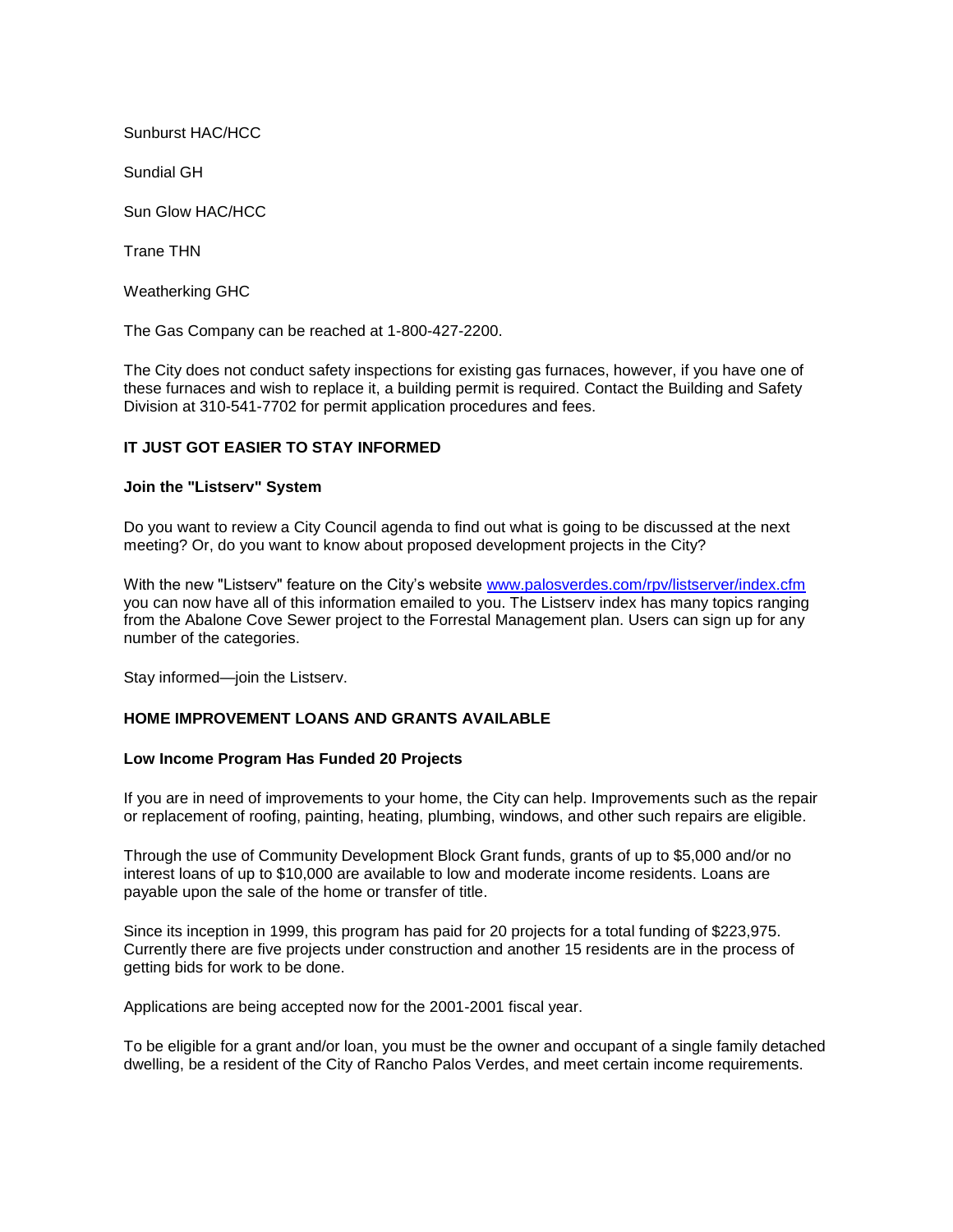Sunburst HAC/HCC

Sundial GH

Sun Glow HAC/HCC

Trane THN

Weatherking GHC

The Gas Company can be reached at 1-800-427-2200.

The City does not conduct safety inspections for existing gas furnaces, however, if you have one of these furnaces and wish to replace it, a building permit is required. Contact the Building and Safety Division at 310-541-7702 for permit application procedures and fees.

## IT JUST GOT EASIER TO STAY INFORMED

### Join the "Listserv" System

Do you want to review a City Council agenda to find out what is going to be discussed at the next meeting? Or, do you want to know about proposed development projects in the City?

With the new "Listserv" feature on the City's website [www.palosverdes.com/rpv/listserver/index.cfm](www.palosverdes.com/rpv/listserver/index.cfm) you can now have all of this information emailed to you. The Listserv index has many topics ranging from the Abalone Cove Sewer project to the Forrestal Management plan. Users can sign up for any number of the categories.

Stay informed—join the Listserv.

## HOME IMPROVEMENT LOANS AND GRANTS AVAILABLE

### Low Income Program Has Funded 20 Projects

If you are in need of improvements to your home, the City can help. Improvements such as the repair or replacement of roofing, painting, heating, plumbing, windows, and other such repairs are eligible.

Through the use of Community Development Block Grant funds, grants of up to $5,000 and/or no interest loans of up to $10,000 are available to low and moderate income residents. Loans are payable upon the sale of the home or transfer of title.

Since its inception in 1999, this program has paid for 20 projects for a total funding of $223,975. Currently there are five projects under construction and another 15 residents are in the process of getting bids for work to be done.

Applications are being accepted now for the 2001-2001 fiscal year.

To be eligible for a grant and/or loan, you must be the owner and occupant of a single family detached dwelling, be a resident of the City of Rancho Palos Verdes, and meet certain income requirements.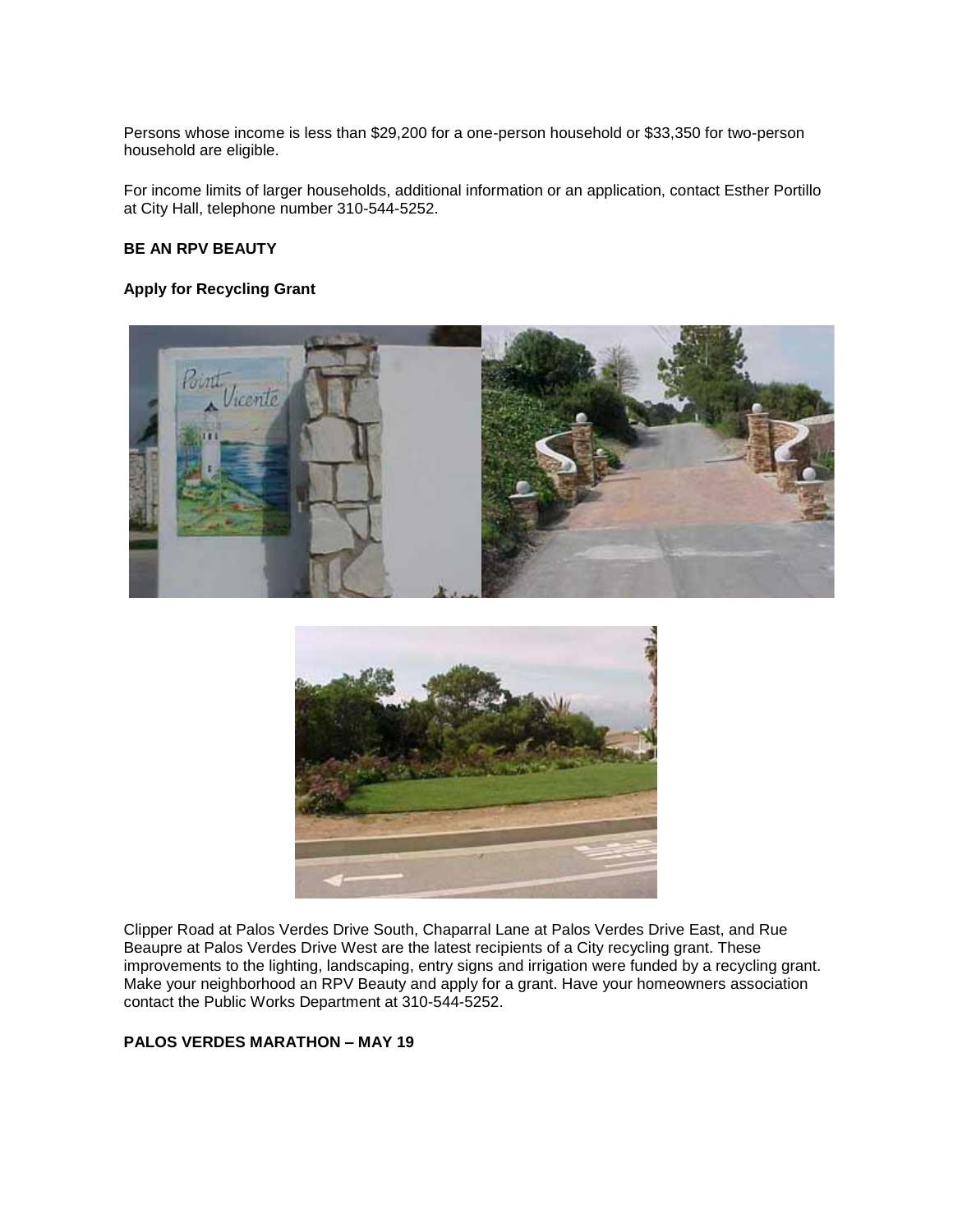Persons whose income is less than $29,200 for a one-person household or $33,350 for two-person household are eligible.

For income limits of larger households, additional information or an application, contact Esther Portillo at City Hall, telephone number 310-544-5252.

**BE AN RPV BEAUTY**

**Apply for Recycling Grant**

Clipper Road at Palos Verdes Drive South, Chaparral Lane at Palos Verdes Drive East, and Rue Beaupre at Palos Verdes Drive West are the latest recipients of a City recycling grant. These improvements to the lighting, landscaping, entry signs and irrigation were funded by a recycling grant. Make your neighborhood an RPV Beauty and apply for a grant. Have your homeowners association contact the Public Works Department at 310-544-5252.

**PALOS VERDES MARATHON – MAY 19**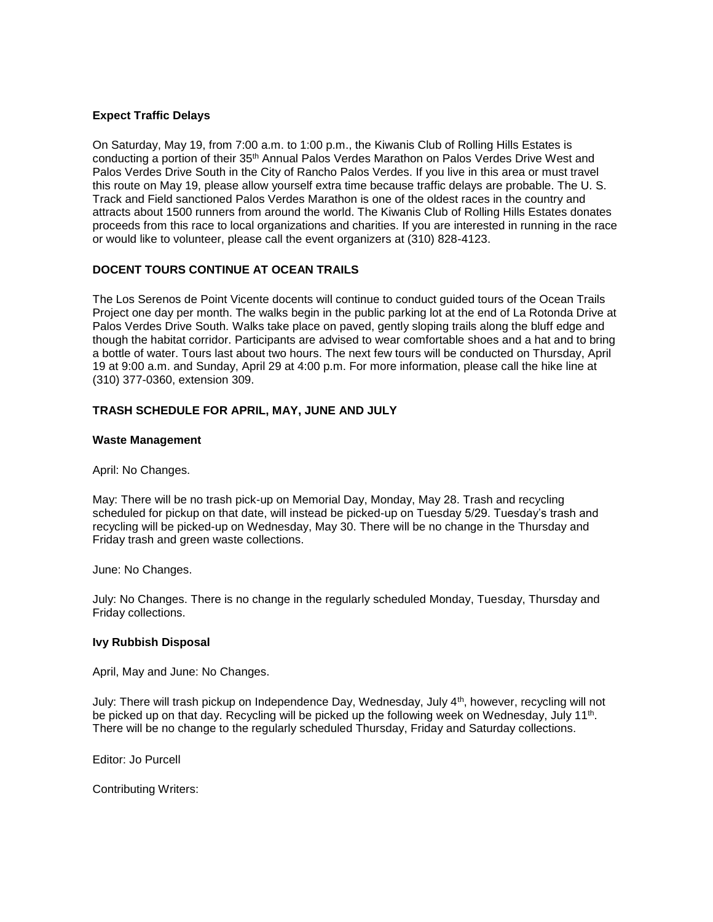**Expect Traffic Delays**

On Saturday, May 19, from 7:00 a.m. to 1:00 p.m., the Kiwanis Club of Rolling Hills Estates is conducting a portion of their 35th Annual Palos Verdes Marathon on Palos Verdes Drive West and Palos Verdes Drive South in the City of Rancho Palos Verdes. If you live in this area or must travel this route on May 19, please allow yourself extra time because traffic delays are probable. The U. S. Track and Field sanctioned Palos Verdes Marathon is one of the oldest races in the country and attracts about 1500 runners from around the world. The Kiwanis Club of Rolling Hills Estates donates proceeds from this race to local organizations and charities. If you are interested in running in the race or would like to volunteer, please call the event organizers at (310) 828-4123.

**DOCENT TOURS CONTINUE AT OCEAN TRAILS**

The Los Serenos de Point Vicente docents will continue to conduct guided tours of the Ocean Trails Project one day per month. The walks begin in the public parking lot at the end of La Rotonda Drive at Palos Verdes Drive South. Walks take place on paved, gently sloping trails along the bluff edge and though the habitat corridor. Participants are advised to wear comfortable shoes and a hat and to bring a bottle of water. Tours last about two hours. The next few tours will be conducted on Thursday, April 19 at 9:00 a.m. and Sunday, April 29 at 4:00 p.m. For more information, please call the hike line at (310) 377-0360, extension 309.

**TRASH SCHEDULE FOR APRIL, MAY, JUNE AND JULY**

**Waste Management**

April: No Changes.

May: There will be no trash pick-up on Memorial Day, Monday, May 28. Trash and recycling scheduled for pickup on that date, will instead be picked-up on Tuesday 5/29. Tuesday's trash and recycling will be picked-up on Wednesday, May 30. There will be no change in the Thursday and Friday trash and green waste collections.

June: No Changes.

July: No Changes. There is no change in the regularly scheduled Monday, Tuesday, Thursday and Friday collections.

**Ivy Rubbish Disposal**

April, May and June: No Changes.

July: There will trash pickup on Independence Day, Wednesday, July 4th, however, recycling will not be picked up on that day. Recycling will be picked up the following week on Wednesday, July 11th. There will be no change to the regularly scheduled Thursday, Friday and Saturday collections.

Editor: Jo Purcell

Contributing Writers: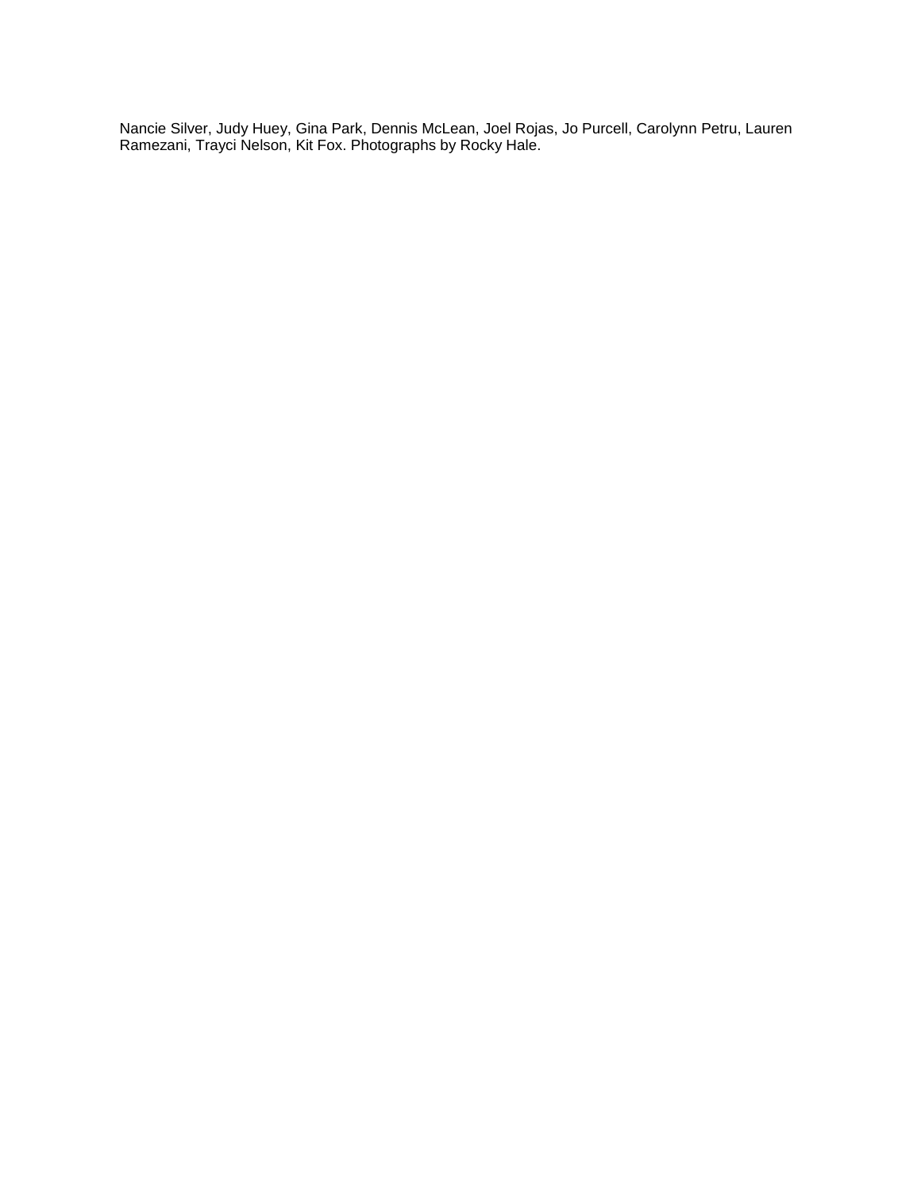Nancie Silver, Judy Huey, Gina Park, Dennis McLean, Joel Rojas, Jo Purcell, Carolynn Petru, Lauren Ramezani, Trayci Nelson, Kit Fox. Photographs by Rocky Hale.